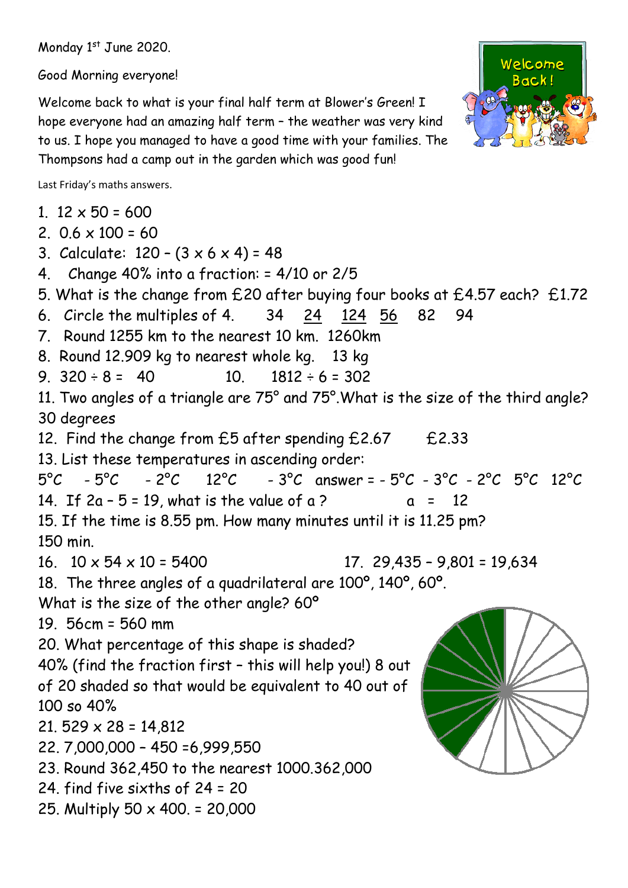Monday 1st June 2020.

Good Morning everyone!

Welcome back to what is your final half term at Blower's Green! I hope everyone had an amazing half term – the weather was very kind to us. I hope you managed to have a good time with your families. The Thompsons had a camp out in the garden which was good fun!

Last Friday's maths answers.

1. 12 x 50 = 600
2. 0.6 x 100 = 60
3. Calculate: 120 – (3 x 6 x 4) = 48
4. Change 40% into a fraction: = 4/10 or 2/5
5. What is the change from £20 after buying four books at £4.57 each? £1.72
6. Circle the multiples of 4. 34 <u>24</u> <u>124</u> <u>56</u> 82 94
7. Round 1255 km to the nearest 10 km. 1260km
8. Round 12.909 kg to nearest whole kg. 13 kg
9. 320 ÷ 8 = 40
10. 1812 ÷ 6 = 302
11. Two angles of a triangle are 75° and 75°.What is the size of the third angle? 30 degrees
12. Find the change from £5 after spending £2.67 £2.33
13. List these temperatures in ascending order:
5°C - 5°C - 2°C 12°C - 3°C answer = - 5°C - 3°C - 2°C 5°C 12°C
14. If 2a – 5 = 19, what is the value of a ? a = 12
15. If the time is 8.55 pm. How many minutes until it is 11.25 pm? 150 min.
16. 10 x 54 x 10 = 5400
17. 29,435 – 9,801 = 19,634
18. The three angles of a quadrilateral are 100°, 140°, 60°. What is the size of the other angle? 60°
19. 56cm = 560 mm
20. What percentage of this shape is shaded? 40% (find the fraction first – this will help you!) 8 out of 20 shaded so that would be equivalent to 40 out of 100 so 40%
21. 529 x 28 = 14,812
22. 7,000,000 – 450 =6,999,550
23. Round 362,450 to the nearest 1000.362,000
24. find five sixths of 24 = 20
25. Multiply 50 x 400. = 20,000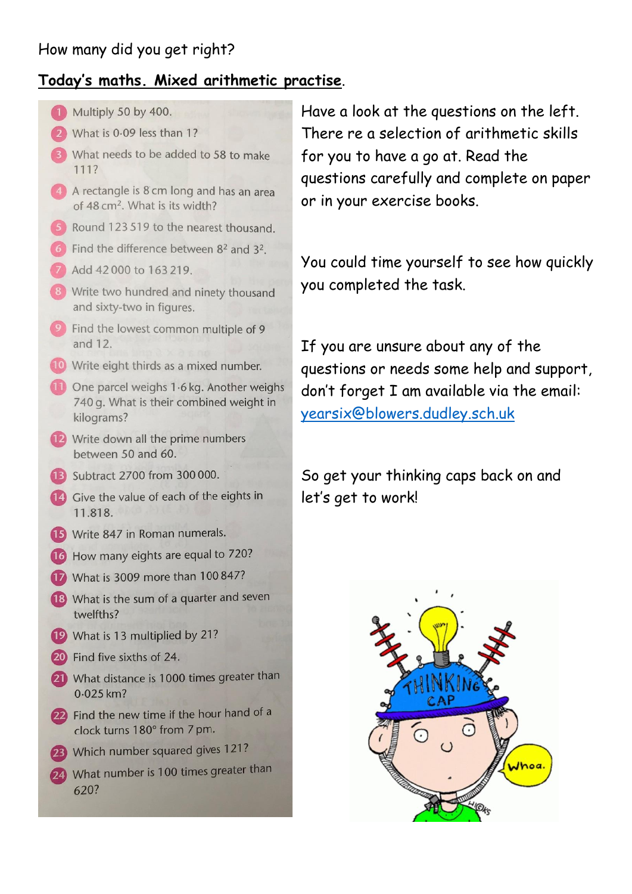How many did you get right?

**Today's maths. Mixed arithmetic practise**.

1. Multiply 50 by 400.
2. What is 0·09 less than 1?
3. What needs to be added to 58 to make 111?
4. A rectangle is 8 cm long and has an area of 48 cm². What is its width?
5. Round 123 519 to the nearest thousand.
6. Find the difference between $8^2$ and $3^2$.
7. Add 42 000 to 163 219.
8. Write two hundred and ninety thousand and sixty-two in figures.
9. Find the lowest common multiple of 9 and 12.
10. Write eight thirds as a mixed number.
11. One parcel weighs 1·6 kg. Another weighs 740 g. What is their combined weight in kilograms?
12. Write down all the prime numbers between 50 and 60.
13. Subtract 2700 from 300 000.
14. Give the value of each of the eights in 11.818.
15. Write 847 in Roman numerals.
16. How many eights are equal to 720?
17. What is 3009 more than 100 847?
18. What is the sum of a quarter and seven twelfths?
19. What is 13 multiplied by 21?
20. Find five sixths of 24.
21. What distance is 1000 times greater than 0·025 km?
22. Find the new time if the hour hand of a clock turns 180° from 7 pm.
23. Which number squared gives 121?
24. What number is 100 times greater than 620?

Have a look at the questions on the left. There re a selection of arithmetic skills for you to have a go at. Read the questions carefully and complete on paper or in your exercise books.

You could time yourself to see how quickly you completed the task.

If you are unsure about any of the questions or needs some help and support, don't forget I am available via the email: yearsix@blowers.dudley.sch.uk

So get your thinking caps back on and let's get to work!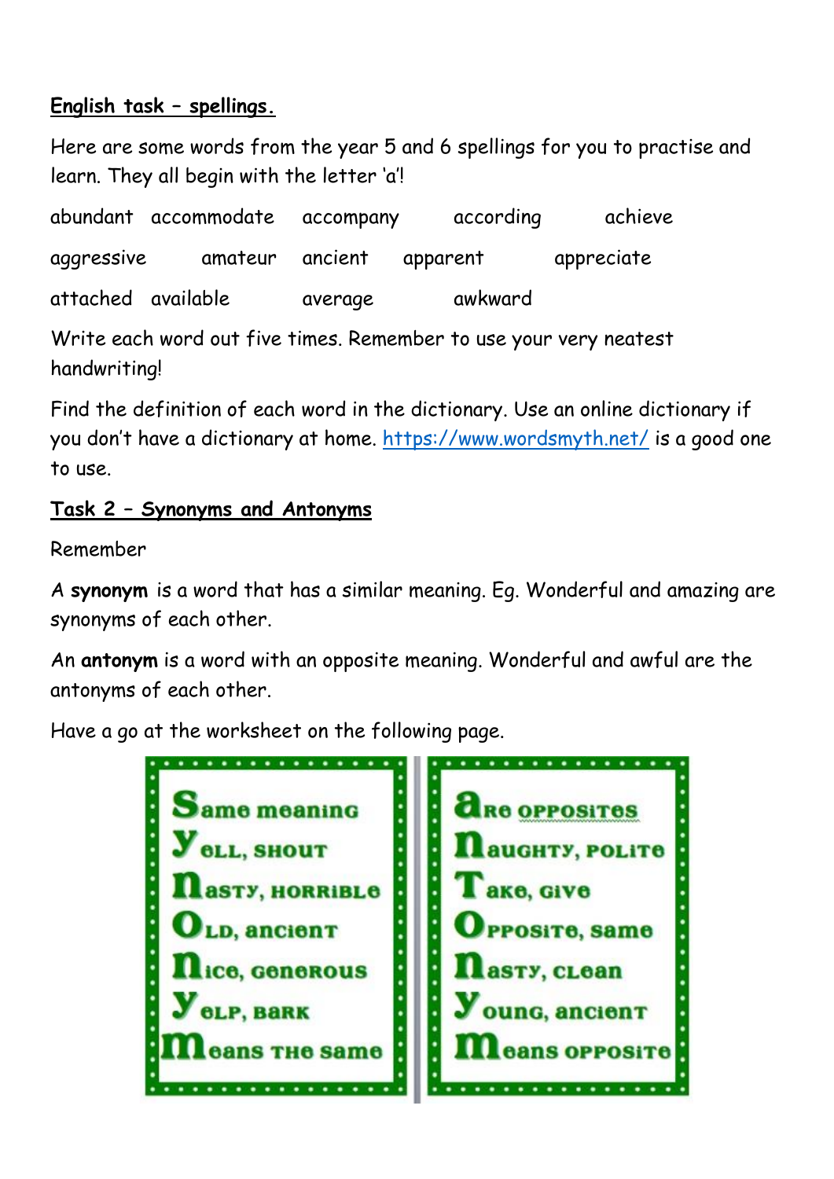**English task – spellings.**

Here are some words from the year 5 and 6 spellings for you to practise and learn. They all begin with the letter 'a'!

| | | | | |
|---|---|---|---|---|
| abundant | accommodate | accompany | according | achieve |
| aggressive | amateur | ancient | apparent | appreciate |
| attached | available | average | awkward | |

Write each word out five times. Remember to use your very neatest handwriting!

Find the definition of each word in the dictionary. Use an online dictionary if you don't have a dictionary at home. https://www.wordsmyth.net/ is a good one to use.

**Task 2 – Synonyms and Antonyms**

Remember

A **synonym** is a word that has a similar meaning. Eg. Wonderful and amazing are synonyms of each other.

An **antonym** is a word with an opposite meaning. Wonderful and awful are the antonyms of each other.

Have a go at the worksheet on the following page.

**S**ame meaning
**Y**ell, shout
**N**asty, horrible
**O**ld, ancient
**N**ice, generous
**Y**elp, bark
**M**eans the same

**A**re opposites
**N**aughty, polite
**T**ake, give
**O**pposite, same
**N**asty, clean
**Y**oung, ancient
**M**eans opposite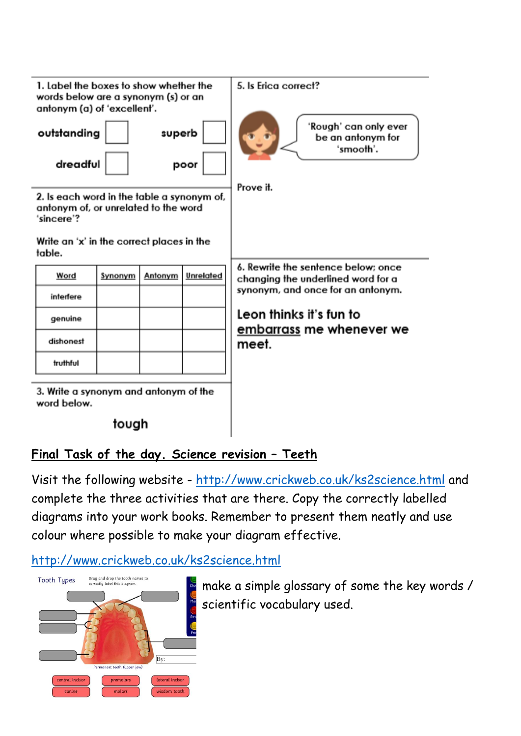1. Label the boxes to show whether the words below are a synonym (s) or an antonym (a) of 'excellent'.

outstanding ☐ superb ☐

dreadful ☐ poor ☐

2. Is each word in the table a synonym of, antonym of, or unrelated to the word 'sincere'?

Write an 'x' in the correct places in the table.

| Word | Synonym | Antonym | Unrelated |
| --- | --- | --- | --- |
| interfere | | | |
| genuine | | | |
| dishonest | | | |
| truthful | | | |

3. Write a synonym and antonym of the word below.

tough

5. Is Erica correct?

'Rough' can only ever be an antonym for 'smooth'.

Prove it.

6. Rewrite the sentence below; once changing the underlined word for a synonym, and once for an antonym.

Leon thinks it's fun to <u>embarrass</u> me whenever we meet.

## Final Task of the day. Science revision – Teeth

Visit the following website - http://www.crickweb.co.uk/ks2science.html and complete the three activities that are there. Copy the correctly labelled diagrams into your work books. Remember to present them neatly and use colour where possible to make your diagram effective.

http://www.crickweb.co.uk/ks2science.html

make a simple glossary of some the key words / scientific vocabulary used.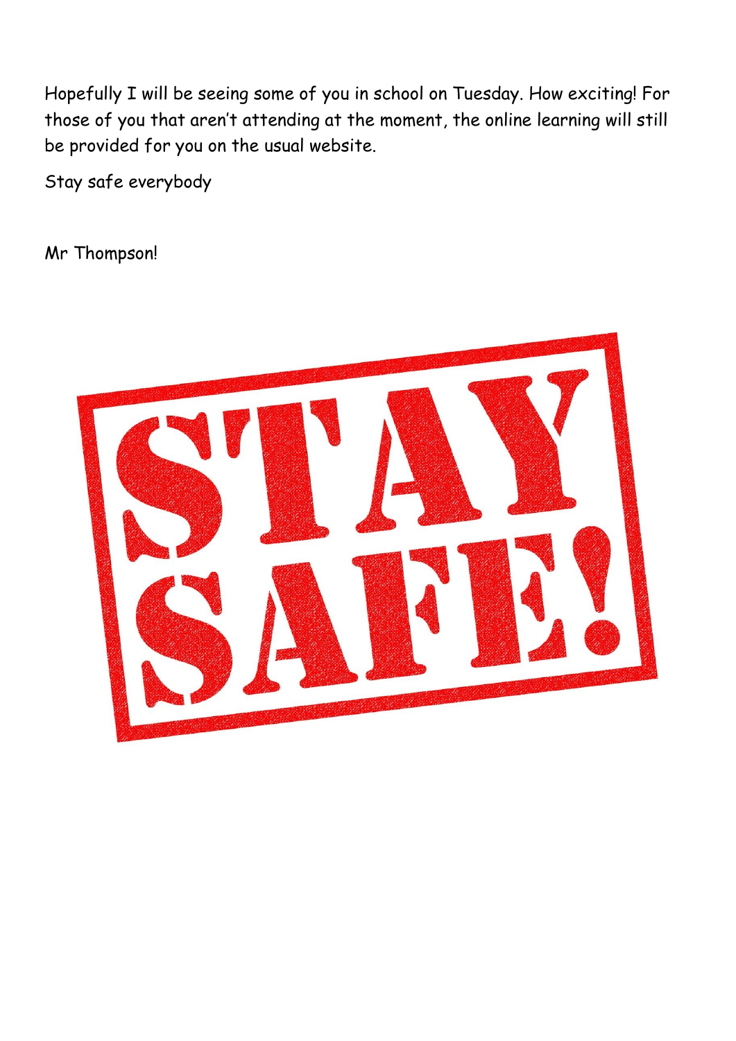Hopefully I will be seeing some of you in school on Tuesday. How exciting! For those of you that aren't attending at the moment, the online learning will still be provided for you on the usual website.

Stay safe everybody

Mr Thompson!

STAY SAFE!